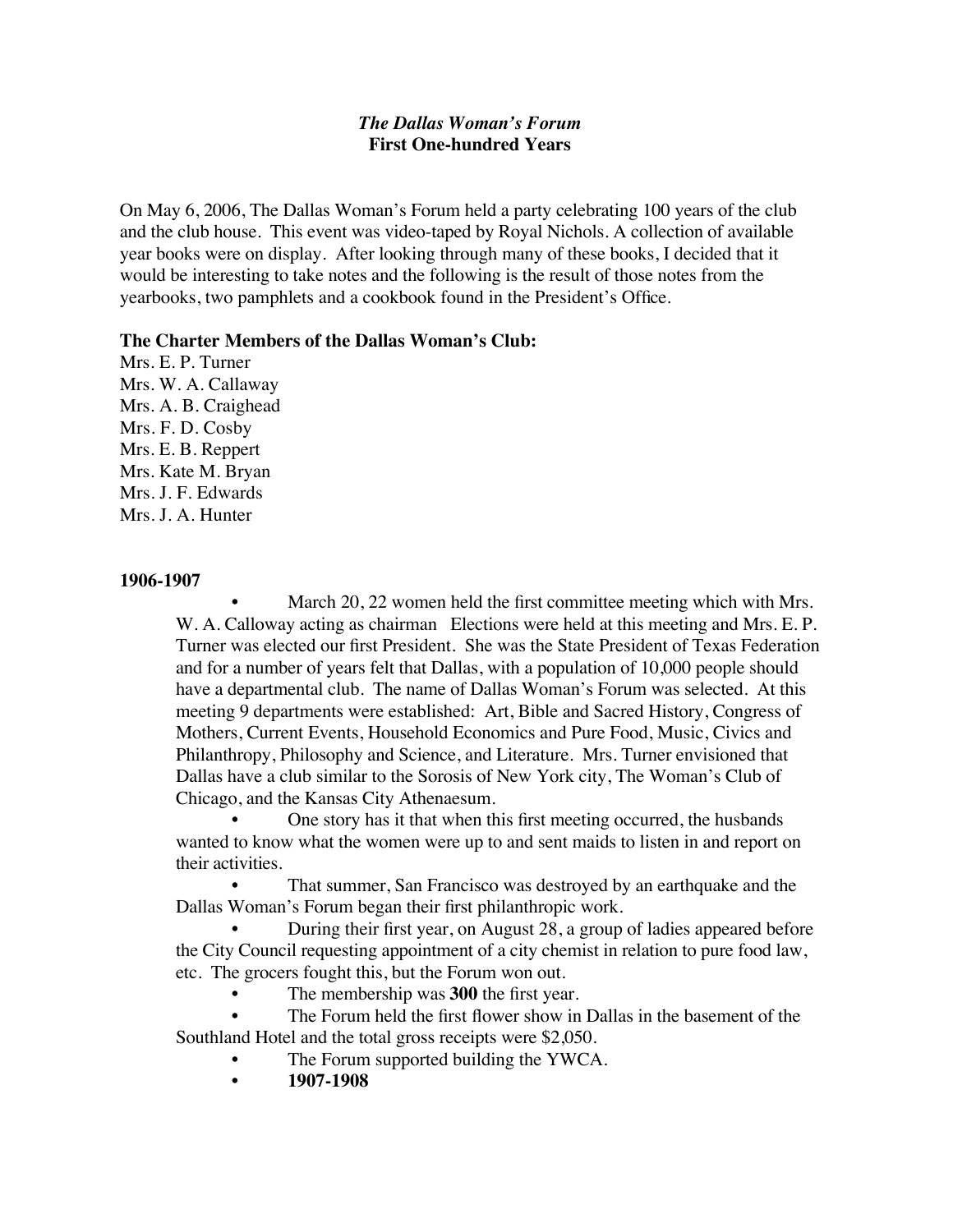*The Dallas Woman's Forum*
**First One-hundred Years**

On May 6, 2006, The Dallas Woman's Forum held a party celebrating 100 years of the club and the club house. This event was video-taped by Royal Nichols. A collection of available year books were on display. After looking through many of these books, I decided that it would be interesting to take notes and the following is the result of those notes from the yearbooks, two pamphlets and a cookbook found in the President's Office.

**The Charter Members of the Dallas Woman's Club:**
Mrs. E. P. Turner
Mrs. W. A. Callaway
Mrs. A. B. Craighead
Mrs. F. D. Cosby
Mrs. E. B. Reppert
Mrs. Kate M. Bryan
Mrs. J. F. Edwards
Mrs. J. A. Hunter

**1906-1907**

- March 20, 22 women held the first committee meeting which with Mrs. W. A. Calloway acting as chairman Elections were held at this meeting and Mrs. E. P. Turner was elected our first President. She was the State President of Texas Federation and for a number of years felt that Dallas, with a population of 10,000 people should have a departmental club. The name of Dallas Woman's Forum was selected. At this meeting 9 departments were established: Art, Bible and Sacred History, Congress of Mothers, Current Events, Household Economics and Pure Food, Music, Civics and Philanthropy, Philosophy and Science, and Literature. Mrs. Turner envisioned that Dallas have a club similar to the Sorosis of New York city, The Woman's Club of Chicago, and the Kansas City Athenaesum.
- One story has it that when this first meeting occurred, the husbands wanted to know what the women were up to and sent maids to listen in and report on their activities.
- That summer, San Francisco was destroyed by an earthquake and the Dallas Woman's Forum began their first philanthropic work.
- During their first year, on August 28, a group of ladies appeared before the City Council requesting appointment of a city chemist in relation to pure food law, etc. The grocers fought this, but the Forum won out.
- The membership was **300** the first year.
- The Forum held the first flower show in Dallas in the basement of the Southland Hotel and the total gross receipts were $2,050.
- The Forum supported building the YWCA.
- **1907-1908**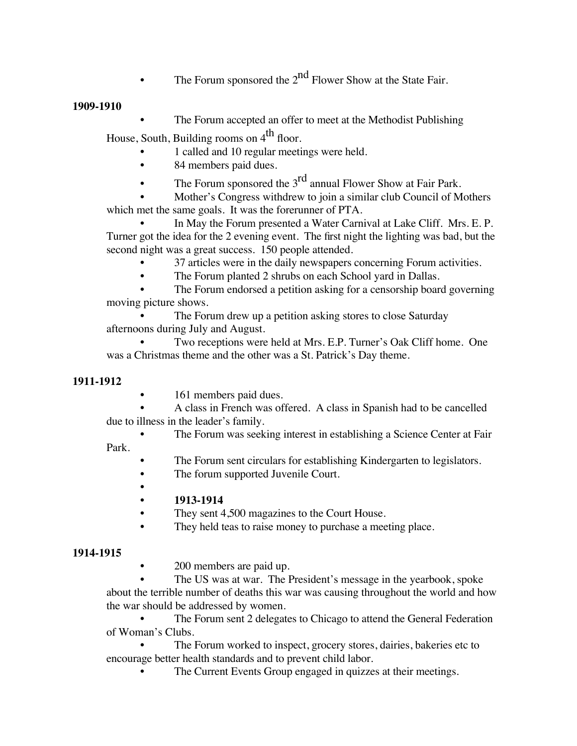- The Forum sponsored the 2nd Flower Show at the State Fair.

**1909-1910**

- The Forum accepted an offer to meet at the Methodist Publishing House, South, Building rooms on 4th floor.
- 1 called and 10 regular meetings were held.
- 84 members paid dues.
- The Forum sponsored the 3rd annual Flower Show at Fair Park.
- Mother's Congress withdrew to join a similar club Council of Mothers which met the same goals. It was the forerunner of PTA.
- In May the Forum presented a Water Carnival at Lake Cliff. Mrs. E. P. Turner got the idea for the 2 evening event. The first night the lighting was bad, but the second night was a great success. 150 people attended.
- 37 articles were in the daily newspapers concerning Forum activities.
- The Forum planted 2 shrubs on each School yard in Dallas.
- The Forum endorsed a petition asking for a censorship board governing moving picture shows.
- The Forum drew up a petition asking stores to close Saturday afternoons during July and August.
- Two receptions were held at Mrs. E.P. Turner's Oak Cliff home. One was a Christmas theme and the other was a St. Patrick's Day theme.

**1911-1912**

- 161 members paid dues.
- A class in French was offered. A class in Spanish had to be cancelled due to illness in the leader's family.
- The Forum was seeking interest in establishing a Science Center at Fair Park.
- The Forum sent circulars for establishing Kindergarten to legislators.
- The forum supported Juvenile Court.
- 
- **1913-1914**
- They sent 4,500 magazines to the Court House.
- They held teas to raise money to purchase a meeting place.

**1914-1915**

- 200 members are paid up.
- The US was at war. The President's message in the yearbook, spoke about the terrible number of deaths this war was causing throughout the world and how the war should be addressed by women.
- The Forum sent 2 delegates to Chicago to attend the General Federation of Woman's Clubs.
- The Forum worked to inspect, grocery stores, dairies, bakeries etc to encourage better health standards and to prevent child labor.
- The Current Events Group engaged in quizzes at their meetings.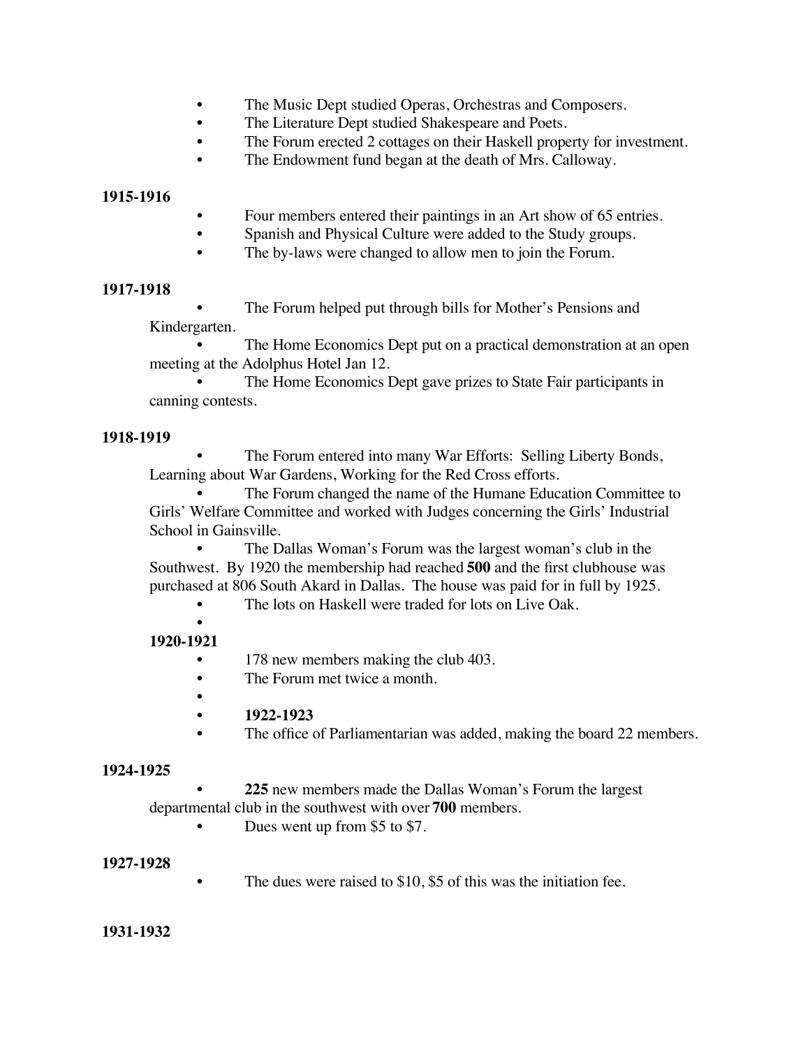- The Music Dept studied Operas, Orchestras and Composers.
- The Literature Dept studied Shakespeare and Poets.
- The Forum erected 2 cottages on their Haskell property for investment.
- The Endowment fund began at the death of Mrs. Calloway.

**1915-1916**

- Four members entered their paintings in an Art show of 65 entries.
- Spanish and Physical Culture were added to the Study groups.
- The by-laws were changed to allow men to join the Forum.

**1917-1918**

- The Forum helped put through bills for Mother's Pensions and Kindergarten.
- The Home Economics Dept put on a practical demonstration at an open meeting at the Adolphus Hotel Jan 12.
- The Home Economics Dept gave prizes to State Fair participants in canning contests.

**1918-1919**

- The Forum entered into many War Efforts: Selling Liberty Bonds, Learning about War Gardens, Working for the Red Cross efforts.
- The Forum changed the name of the Humane Education Committee to Girls' Welfare Committee and worked with Judges concerning the Girls' Industrial School in Gainsville.
- The Dallas Woman's Forum was the largest woman's club in the Southwest. By 1920 the membership had reached **500** and the first clubhouse was purchased at 806 South Akard in Dallas. The house was paid for in full by 1925.
- The lots on Haskell were traded for lots on Live Oak.

**1920-1921**

- 178 new members making the club 403.
- The Forum met twice a month.

**1922-1923**

- The office of Parliamentarian was added, making the board 22 members.

**1924-1925**

- **225** new members made the Dallas Woman's Forum the largest departmental club in the southwest with over **700** members.
- Dues went up from $5 to $7.

**1927-1928**

- The dues were raised to $10, $5 of this was the initiation fee.

**1931-1932**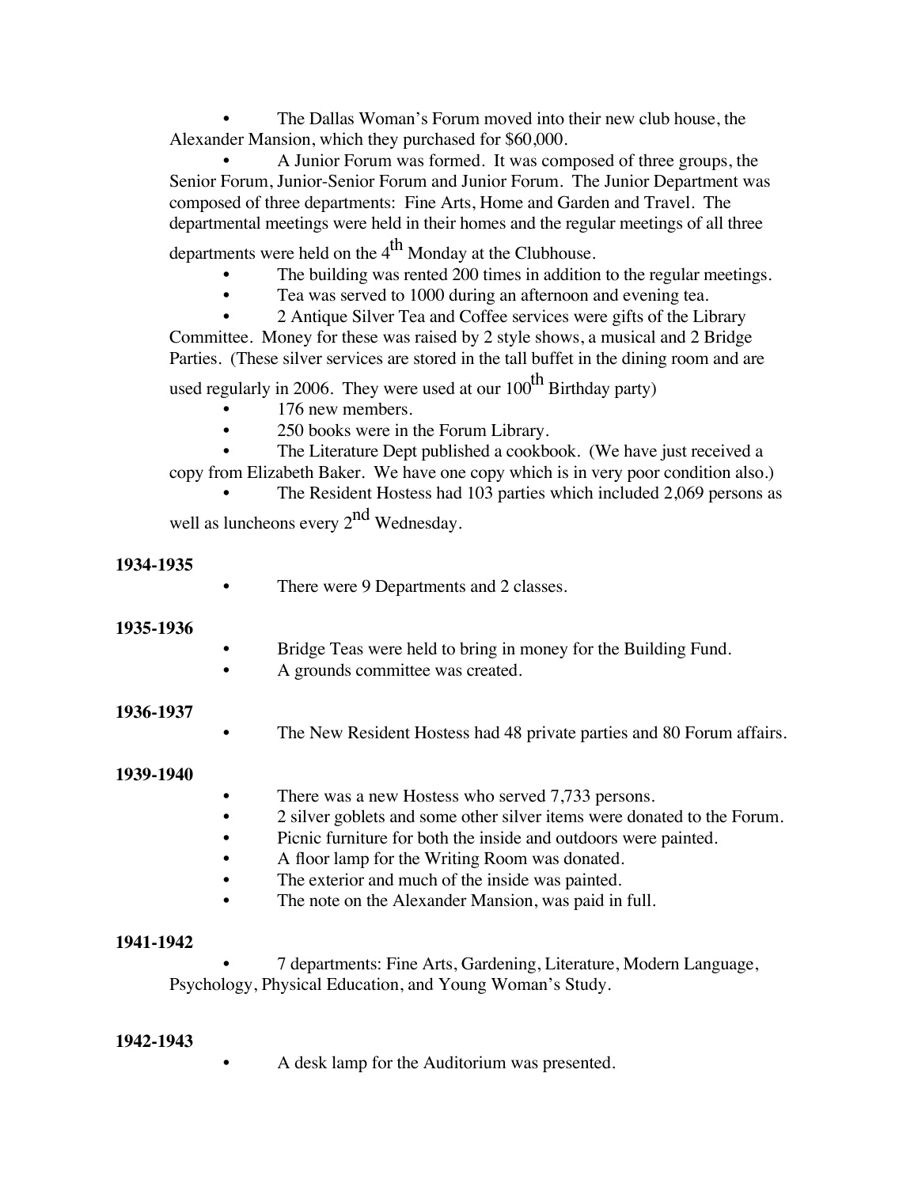- The Dallas Woman's Forum moved into their new club house, the Alexander Mansion, which they purchased for $60,000.
- A Junior Forum was formed. It was composed of three groups, the Senior Forum, Junior-Senior Forum and Junior Forum. The Junior Department was composed of three departments: Fine Arts, Home and Garden and Travel. The departmental meetings were held in their homes and the regular meetings of all three departments were held on the 4th Monday at the Clubhouse.
- The building was rented 200 times in addition to the regular meetings.
- Tea was served to 1000 during an afternoon and evening tea.
- 2 Antique Silver Tea and Coffee services were gifts of the Library Committee. Money for these was raised by 2 style shows, a musical and 2 Bridge Parties. (These silver services are stored in the tall buffet in the dining room and are used regularly in 2006. They were used at our 100th Birthday party)
- 176 new members.
- 250 books were in the Forum Library.
- The Literature Dept published a cookbook. (We have just received a copy from Elizabeth Baker. We have one copy which is in very poor condition also.)
- The Resident Hostess had 103 parties which included 2,069 persons as well as luncheons every 2nd Wednesday.

**1934-1935**

- There were 9 Departments and 2 classes.

**1935-1936**

- Bridge Teas were held to bring in money for the Building Fund.
- A grounds committee was created.

**1936-1937**

- The New Resident Hostess had 48 private parties and 80 Forum affairs.

**1939-1940**

- There was a new Hostess who served 7,733 persons.
- 2 silver goblets and some other silver items were donated to the Forum.
- Picnic furniture for both the inside and outdoors were painted.
- A floor lamp for the Writing Room was donated.
- The exterior and much of the inside was painted.
- The note on the Alexander Mansion, was paid in full.

**1941-1942**

- 7 departments: Fine Arts, Gardening, Literature, Modern Language, Psychology, Physical Education, and Young Woman's Study.

**1942-1943**

- A desk lamp for the Auditorium was presented.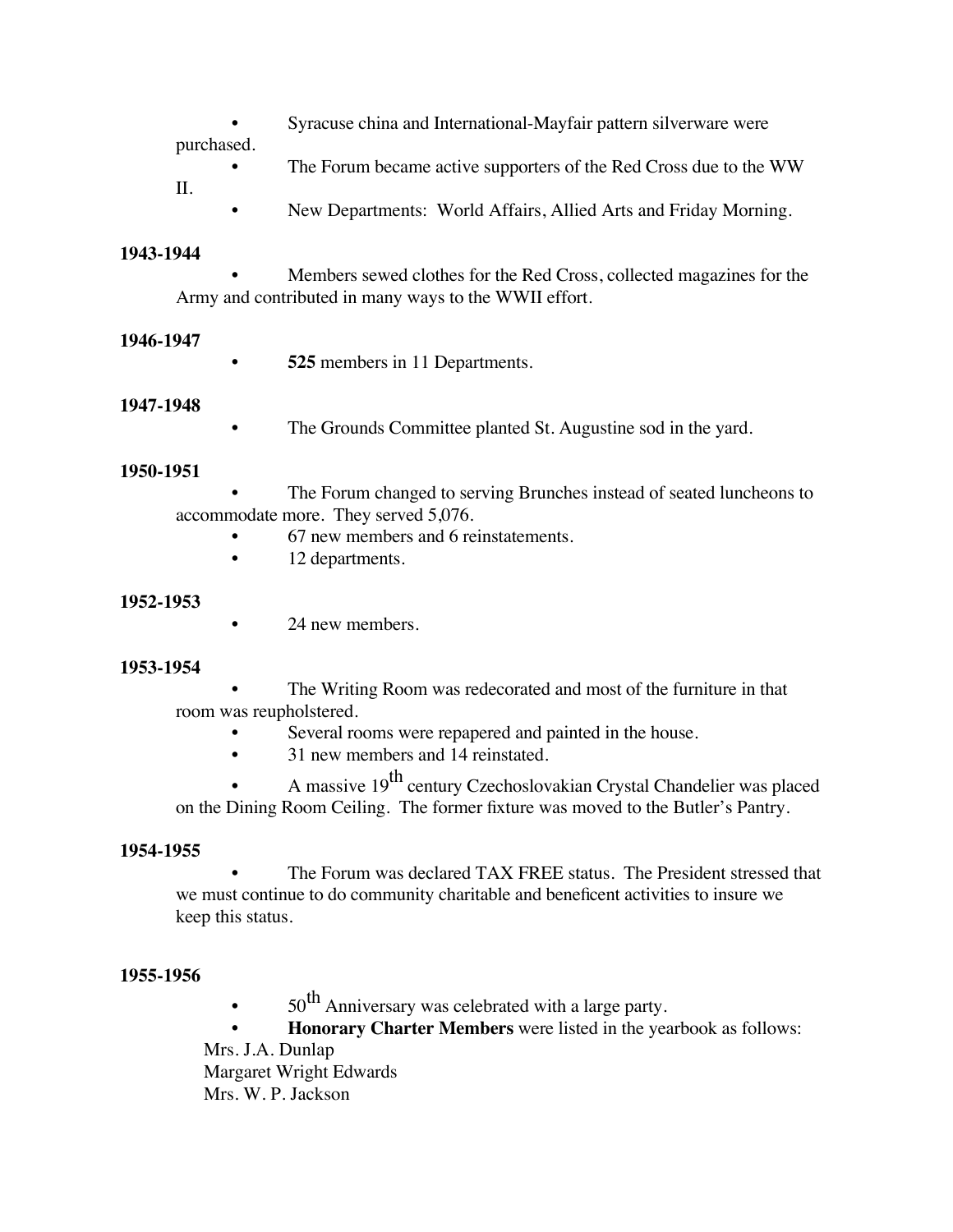- Syracuse china and International-Mayfair pattern silverware were purchased.
- The Forum became active supporters of the Red Cross due to the WW II.
- New Departments: World Affairs, Allied Arts and Friday Morning.

**1943-1944**

- Members sewed clothes for the Red Cross, collected magazines for the Army and contributed in many ways to the WWII effort.

**1946-1947**

- **525** members in 11 Departments.

**1947-1948**

- The Grounds Committee planted St. Augustine sod in the yard.

**1950-1951**

- The Forum changed to serving Brunches instead of seated luncheons to accommodate more. They served 5,076.
- 67 new members and 6 reinstatements.
- 12 departments.

**1952-1953**

- 24 new members.

**1953-1954**

- The Writing Room was redecorated and most of the furniture in that room was reupholstered.
- Several rooms were repapered and painted in the house.
- 31 new members and 14 reinstated.
- A massive 19th century Czechoslovakian Crystal Chandelier was placed on the Dining Room Ceiling. The former fixture was moved to the Butler's Pantry.

**1954-1955**

- The Forum was declared TAX FREE status. The President stressed that we must continue to do community charitable and beneficent activities to insure we keep this status.

**1955-1956**

- 50th Anniversary was celebrated with a large party.
- **Honorary Charter Members** were listed in the yearbook as follows:

Mrs. J.A. Dunlap
Margaret Wright Edwards
Mrs. W. P. Jackson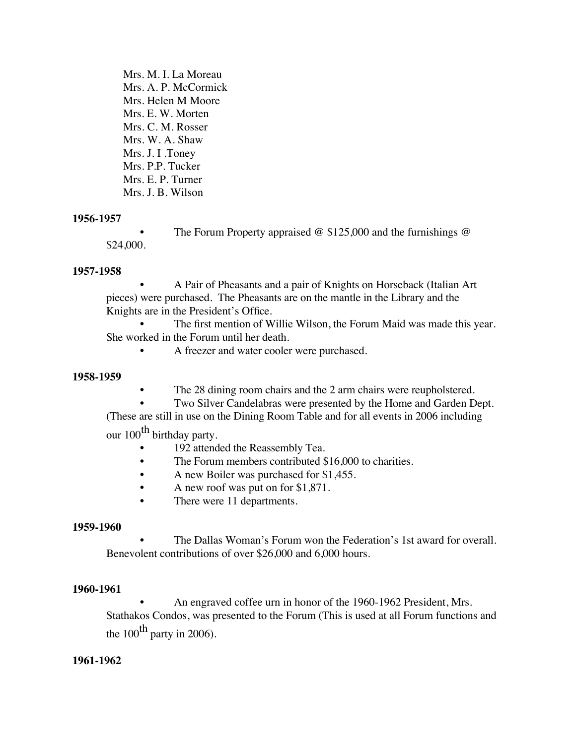Mrs. M. I. La Moreau
Mrs. A. P. McCormick
Mrs. Helen M Moore
Mrs. E. W. Morten
Mrs. C. M. Rosser
Mrs. W. A. Shaw
Mrs. J. I .Toney
Mrs. P.P. Tucker
Mrs. E. P. Turner
Mrs. J. B. Wilson

**1956-1957**

- The Forum Property appraised @ $125,000 and the furnishings @ $24,000.

**1957-1958**

- A Pair of Pheasants and a pair of Knights on Horseback (Italian Art pieces) were purchased. The Pheasants are on the mantle in the Library and the Knights are in the President's Office.
- The first mention of Willie Wilson, the Forum Maid was made this year. She worked in the Forum until her death.
- A freezer and water cooler were purchased.

**1958-1959**

- The 28 dining room chairs and the 2 arm chairs were reupholstered.
- Two Silver Candelabras were presented by the Home and Garden Dept. (These are still in use on the Dining Room Table and for all events in 2006 including our 100th birthday party.
- 192 attended the Reassembly Tea.
- The Forum members contributed $16,000 to charities.
- A new Boiler was purchased for $1,455.
- A new roof was put on for $1,871.
- There were 11 departments.

**1959-1960**

- The Dallas Woman's Forum won the Federation's 1st award for overall. Benevolent contributions of over $26,000 and 6,000 hours.

**1960-1961**

- An engraved coffee urn in honor of the 1960-1962 President, Mrs. Stathakos Condos, was presented to the Forum (This is used at all Forum functions and the 100th party in 2006).

**1961-1962**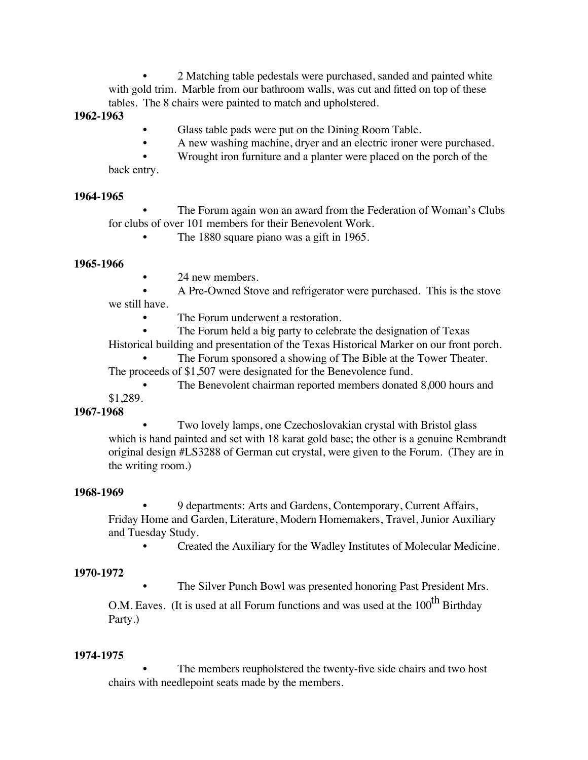- 2 Matching table pedestals were purchased, sanded and painted white with gold trim. Marble from our bathroom walls, was cut and fitted on top of these tables. The 8 chairs were painted to match and upholstered.

**1962-1963**

- Glass table pads were put on the Dining Room Table.
- A new washing machine, dryer and an electric ironer were purchased.
- Wrought iron furniture and a planter were placed on the porch of the back entry.

**1964-1965**

- The Forum again won an award from the Federation of Woman's Clubs for clubs of over 101 members for their Benevolent Work.
- The 1880 square piano was a gift in 1965.

**1965-1966**

- 24 new members.
- A Pre-Owned Stove and refrigerator were purchased. This is the stove we still have.
- The Forum underwent a restoration.
- The Forum held a big party to celebrate the designation of Texas Historical building and presentation of the Texas Historical Marker on our front porch.
- The Forum sponsored a showing of The Bible at the Tower Theater. The proceeds of $1,507 were designated for the Benevolence fund.
- The Benevolent chairman reported members donated 8,000 hours and $1,289.

**1967-1968**

- Two lovely lamps, one Czechoslovakian crystal with Bristol glass which is hand painted and set with 18 karat gold base; the other is a genuine Rembrandt original design #LS3288 of German cut crystal, were given to the Forum. (They are in the writing room.)

**1968-1969**

- 9 departments: Arts and Gardens, Contemporary, Current Affairs, Friday Home and Garden, Literature, Modern Homemakers, Travel, Junior Auxiliary and Tuesday Study.
- Created the Auxiliary for the Wadley Institutes of Molecular Medicine.

**1970-1972**

- The Silver Punch Bowl was presented honoring Past President Mrs. O.M. Eaves. (It is used at all Forum functions and was used at the 100th Birthday Party.)

**1974-1975**

- The members reupholstered the twenty-five side chairs and two host chairs with needlepoint seats made by the members.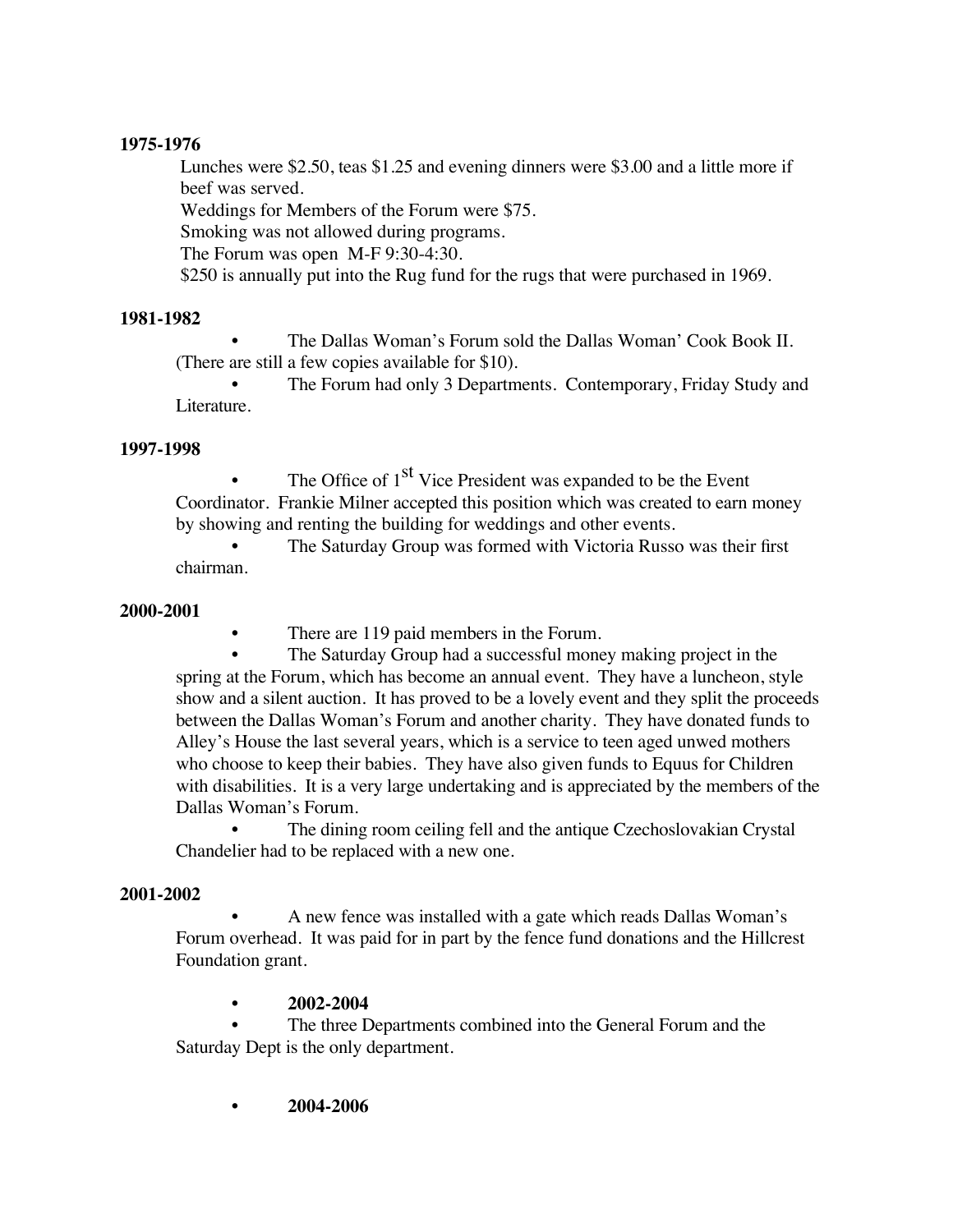**1975-1976**

Lunches were $2.50, teas $1.25 and evening dinners were $3.00 and a little more if beef was served.

Weddings for Members of the Forum were $75.

Smoking was not allowed during programs.

The Forum was open M-F 9:30-4:30.

$250 is annually put into the Rug fund for the rugs that were purchased in 1969.

**1981-1982**

- The Dallas Woman's Forum sold the Dallas Woman' Cook Book II. (There are still a few copies available for $10).
- The Forum had only 3 Departments. Contemporary, Friday Study and Literature.

**1997-1998**

- The Office of 1st Vice President was expanded to be the Event Coordinator. Frankie Milner accepted this position which was created to earn money by showing and renting the building for weddings and other events.
- The Saturday Group was formed with Victoria Russo was their first chairman.

**2000-2001**

- There are 119 paid members in the Forum.
- The Saturday Group had a successful money making project in the spring at the Forum, which has become an annual event. They have a luncheon, style show and a silent auction. It has proved to be a lovely event and they split the proceeds between the Dallas Woman's Forum and another charity. They have donated funds to Alley's House the last several years, which is a service to teen aged unwed mothers who choose to keep their babies. They have also given funds to Equus for Children with disabilities. It is a very large undertaking and is appreciated by the members of the Dallas Woman's Forum.
- The dining room ceiling fell and the antique Czechoslovakian Crystal Chandelier had to be replaced with a new one.

**2001-2002**

- A new fence was installed with a gate which reads Dallas Woman's Forum overhead. It was paid for in part by the fence fund donations and the Hillcrest Foundation grant.

- **2002-2004**
- The three Departments combined into the General Forum and the Saturday Dept is the only department.

- **2004-2006**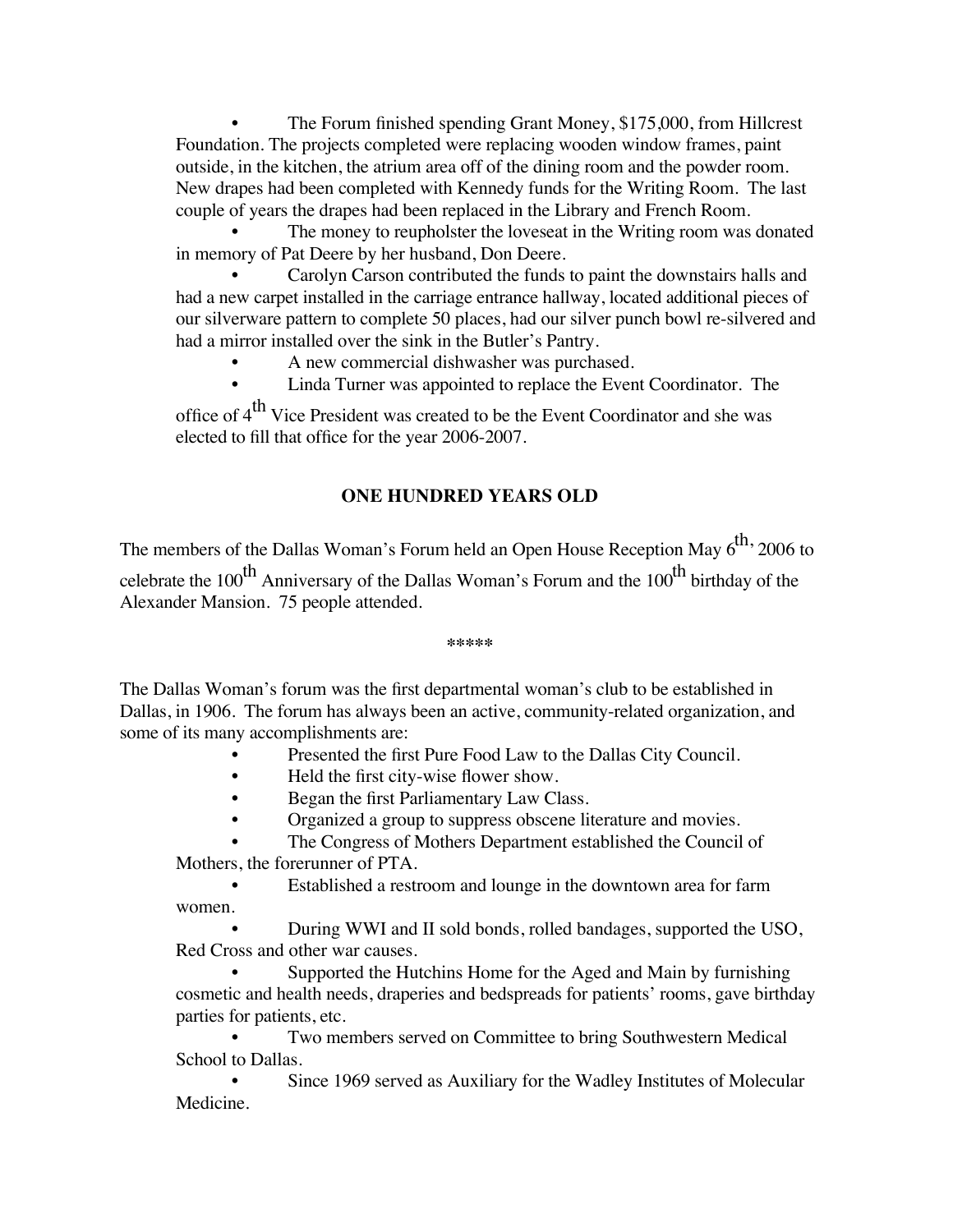- The Forum finished spending Grant Money, $175,000, from Hillcrest Foundation. The projects completed were replacing wooden window frames, paint outside, in the kitchen, the atrium area off of the dining room and the powder room. New drapes had been completed with Kennedy funds for the Writing Room. The last couple of years the drapes had been replaced in the Library and French Room.
- The money to reupholster the loveseat in the Writing room was donated in memory of Pat Deere by her husband, Don Deere.
- Carolyn Carson contributed the funds to paint the downstairs halls and had a new carpet installed in the carriage entrance hallway, located additional pieces of our silverware pattern to complete 50 places, had our silver punch bowl re-silvered and had a mirror installed over the sink in the Butler's Pantry.
- A new commercial dishwasher was purchased.
- Linda Turner was appointed to replace the Event Coordinator. The office of 4th Vice President was created to be the Event Coordinator and she was elected to fill that office for the year 2006-2007.

## ONE HUNDRED YEARS OLD

The members of the Dallas Woman's Forum held an Open House Reception May 6th, 2006 to celebrate the 100th Anniversary of the Dallas Woman's Forum and the 100th birthday of the Alexander Mansion. 75 people attended.

*****

The Dallas Woman's forum was the first departmental woman's club to be established in Dallas, in 1906. The forum has always been an active, community-related organization, and some of its many accomplishments are:

- Presented the first Pure Food Law to the Dallas City Council.
- Held the first city-wise flower show.
- Began the first Parliamentary Law Class.
- Organized a group to suppress obscene literature and movies.
- The Congress of Mothers Department established the Council of Mothers, the forerunner of PTA.
- Established a restroom and lounge in the downtown area for farm women.
- During WWI and II sold bonds, rolled bandages, supported the USO, Red Cross and other war causes.
- Supported the Hutchins Home for the Aged and Main by furnishing cosmetic and health needs, draperies and bedspreads for patients' rooms, gave birthday parties for patients, etc.
- Two members served on Committee to bring Southwestern Medical School to Dallas.
- Since 1969 served as Auxiliary for the Wadley Institutes of Molecular Medicine.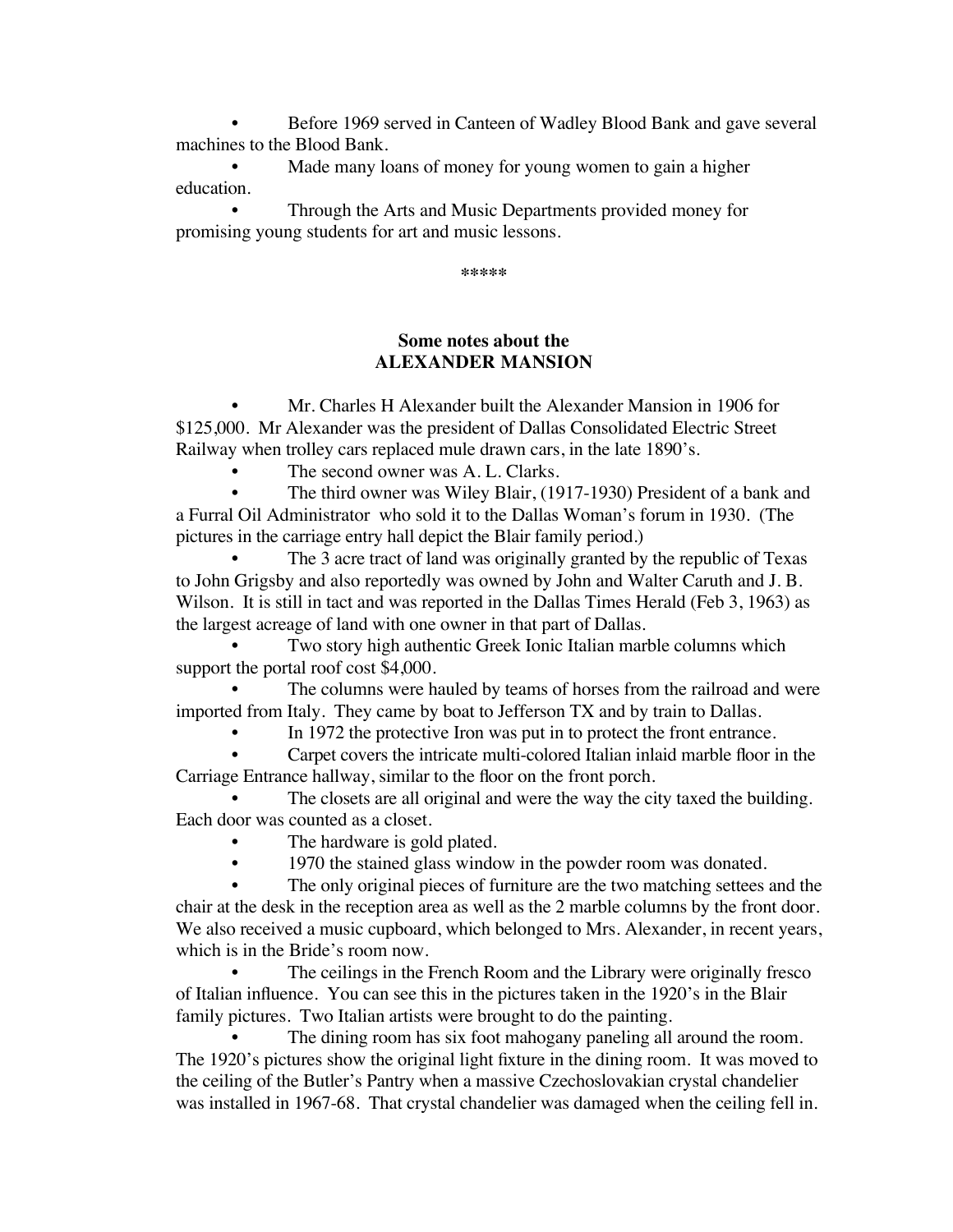- Before 1969 served in Canteen of Wadley Blood Bank and gave several machines to the Blood Bank.
- Made many loans of money for young women to gain a higher education.
- Through the Arts and Music Departments provided money for promising young students for art and music lessons.

*****

## Some notes about the ALEXANDER MANSION

- Mr. Charles H Alexander built the Alexander Mansion in 1906 for $125,000. Mr Alexander was the president of Dallas Consolidated Electric Street Railway when trolley cars replaced mule drawn cars, in the late 1890's.
- The second owner was A. L. Clarks.
- The third owner was Wiley Blair, (1917-1930) President of a bank and a Furral Oil Administrator who sold it to the Dallas Woman's forum in 1930. (The pictures in the carriage entry hall depict the Blair family period.)
- The 3 acre tract of land was originally granted by the republic of Texas to John Grigsby and also reportedly was owned by John and Walter Caruth and J. B. Wilson. It is still in tact and was reported in the Dallas Times Herald (Feb 3, 1963) as the largest acreage of land with one owner in that part of Dallas.
- Two story high authentic Greek Ionic Italian marble columns which support the portal roof cost $4,000.
- The columns were hauled by teams of horses from the railroad and were imported from Italy. They came by boat to Jefferson TX and by train to Dallas.
- In 1972 the protective Iron was put in to protect the front entrance.
- Carpet covers the intricate multi-colored Italian inlaid marble floor in the Carriage Entrance hallway, similar to the floor on the front porch.
- The closets are all original and were the way the city taxed the building. Each door was counted as a closet.
- The hardware is gold plated.
- 1970 the stained glass window in the powder room was donated.
- The only original pieces of furniture are the two matching settees and the chair at the desk in the reception area as well as the 2 marble columns by the front door. We also received a music cupboard, which belonged to Mrs. Alexander, in recent years, which is in the Bride's room now.
- The ceilings in the French Room and the Library were originally fresco of Italian influence. You can see this in the pictures taken in the 1920's in the Blair family pictures. Two Italian artists were brought to do the painting.
- The dining room has six foot mahogany paneling all around the room. The 1920's pictures show the original light fixture in the dining room. It was moved to the ceiling of the Butler's Pantry when a massive Czechoslovakian crystal chandelier was installed in 1967-68. That crystal chandelier was damaged when the ceiling fell in.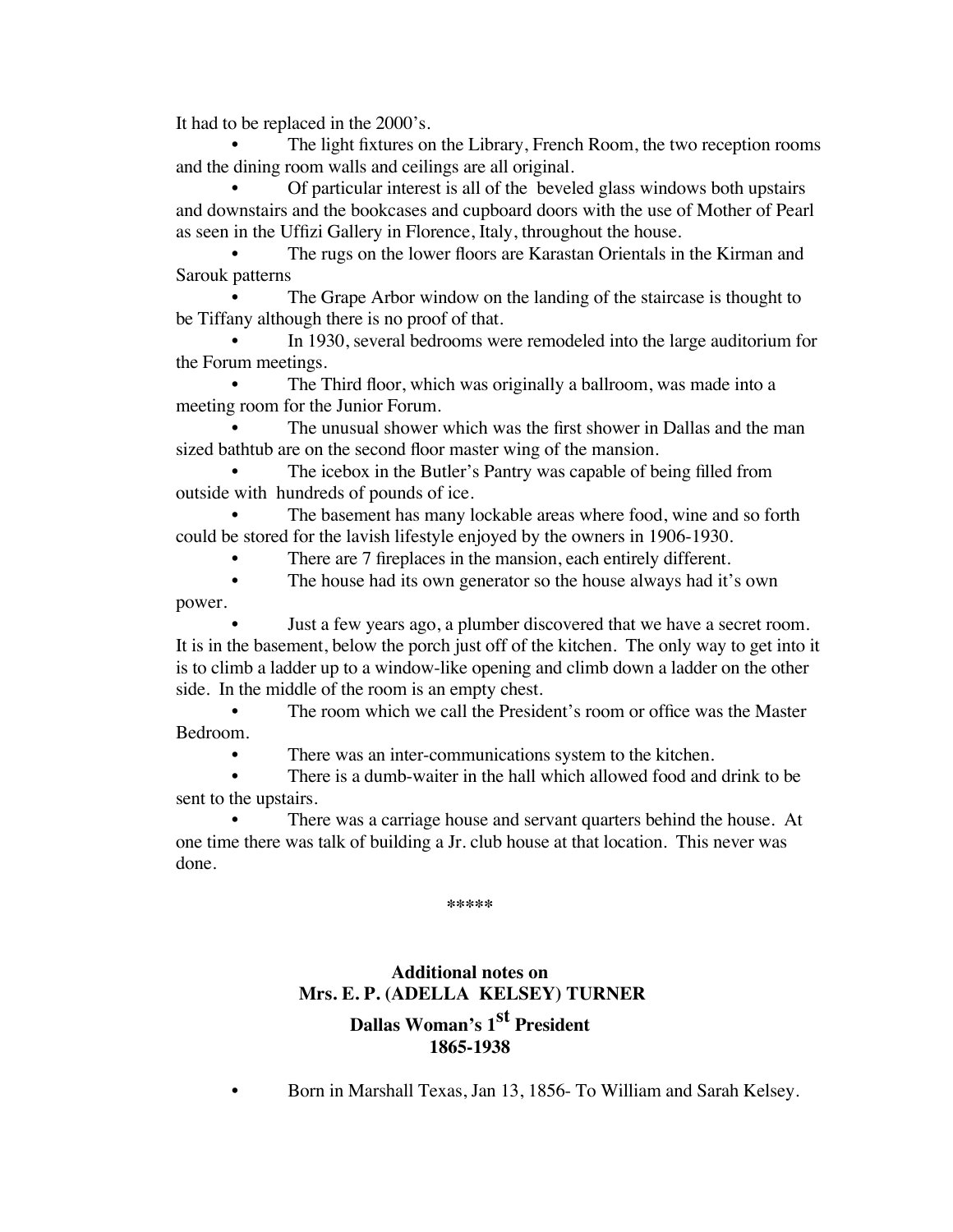It had to be replaced in the 2000's.

- The light fixtures on the Library, French Room, the two reception rooms and the dining room walls and ceilings are all original.
- Of particular interest is all of the beveled glass windows both upstairs and downstairs and the bookcases and cupboard doors with the use of Mother of Pearl as seen in the Uffizi Gallery in Florence, Italy, throughout the house.
- The rugs on the lower floors are Karastan Orientals in the Kirman and Sarouk patterns
- The Grape Arbor window on the landing of the staircase is thought to be Tiffany although there is no proof of that.
- In 1930, several bedrooms were remodeled into the large auditorium for the Forum meetings.
- The Third floor, which was originally a ballroom, was made into a meeting room for the Junior Forum.
- The unusual shower which was the first shower in Dallas and the man sized bathtub are on the second floor master wing of the mansion.
- The icebox in the Butler's Pantry was capable of being filled from outside with hundreds of pounds of ice.
- The basement has many lockable areas where food, wine and so forth could be stored for the lavish lifestyle enjoyed by the owners in 1906-1930.
- There are 7 fireplaces in the mansion, each entirely different.
- The house had its own generator so the house always had it's own power.
- Just a few years ago, a plumber discovered that we have a secret room. It is in the basement, below the porch just off of the kitchen. The only way to get into it is to climb a ladder up to a window-like opening and climb down a ladder on the other side. In the middle of the room is an empty chest.
- The room which we call the President's room or office was the Master Bedroom.
- There was an inter-communications system to the kitchen.
- There is a dumb-waiter in the hall which allowed food and drink to be sent to the upstairs.
- There was a carriage house and servant quarters behind the house. At one time there was talk of building a Jr. club house at that location. This never was done.

*****

### Additional notes on
### Mrs. E. P. (ADELLA KELSEY) TURNER
### Dallas Woman's 1st President
### 1865-1938

- Born in Marshall Texas, Jan 13, 1856- To William and Sarah Kelsey.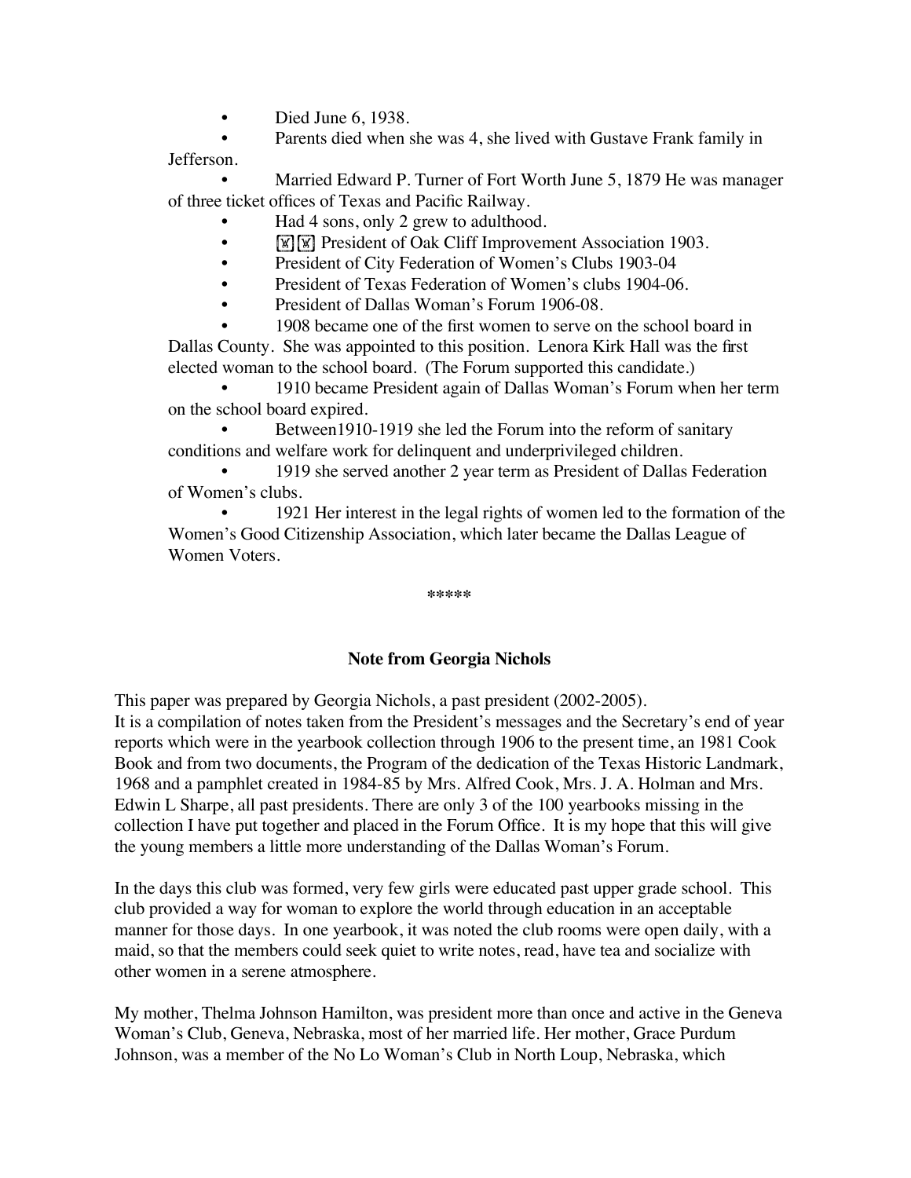- Died June 6, 1938.
- Parents died when she was 4, she lived with Gustave Frank family in Jefferson.
- Married Edward P. Turner of Fort Worth June 5, 1879 He was manager of three ticket offices of Texas and Pacific Railway.
- Had 4 sons, only 2 grew to adulthood.
- President of Oak Cliff Improvement Association 1903.
- President of City Federation of Women's Clubs 1903-04
- President of Texas Federation of Women's clubs 1904-06.
- President of Dallas Woman's Forum 1906-08.
- 1908 became one of the first women to serve on the school board in Dallas County. She was appointed to this position. Lenora Kirk Hall was the first elected woman to the school board. (The Forum supported this candidate.)
- 1910 became President again of Dallas Woman's Forum when her term on the school board expired.
- Between1910-1919 she led the Forum into the reform of sanitary conditions and welfare work for delinquent and underprivileged children.
- 1919 she served another 2 year term as President of Dallas Federation of Women's clubs.
- 1921 Her interest in the legal rights of women led to the formation of the Women's Good Citizenship Association, which later became the Dallas League of Women Voters.

*****

### Note from Georgia Nichols

This paper was prepared by Georgia Nichols, a past president (2002-2005).
It is a compilation of notes taken from the President's messages and the Secretary's end of year reports which were in the yearbook collection through 1906 to the present time, an 1981 Cook Book and from two documents, the Program of the dedication of the Texas Historic Landmark, 1968 and a pamphlet created in 1984-85 by Mrs. Alfred Cook, Mrs. J. A. Holman and Mrs. Edwin L Sharpe, all past presidents. There are only 3 of the 100 yearbooks missing in the collection I have put together and placed in the Forum Office. It is my hope that this will give the young members a little more understanding of the Dallas Woman's Forum.

In the days this club was formed, very few girls were educated past upper grade school. This club provided a way for woman to explore the world through education in an acceptable manner for those days. In one yearbook, it was noted the club rooms were open daily, with a maid, so that the members could seek quiet to write notes, read, have tea and socialize with other women in a serene atmosphere.

My mother, Thelma Johnson Hamilton, was president more than once and active in the Geneva Woman's Club, Geneva, Nebraska, most of her married life. Her mother, Grace Purdum Johnson, was a member of the No Lo Woman's Club in North Loup, Nebraska, which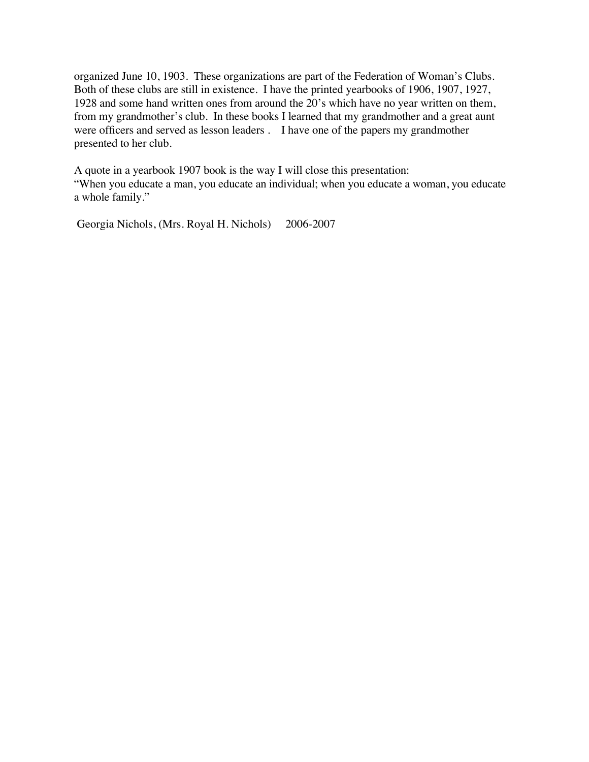organized June 10, 1903. These organizations are part of the Federation of Woman's Clubs. Both of these clubs are still in existence. I have the printed yearbooks of 1906, 1907, 1927, 1928 and some hand written ones from around the 20's which have no year written on them, from my grandmother's club. In these books I learned that my grandmother and a great aunt were officers and served as lesson leaders . I have one of the papers my grandmother presented to her club.

A quote in a yearbook 1907 book is the way I will close this presentation:
"When you educate a man, you educate an individual; when you educate a woman, you educate a whole family."

Georgia Nichols, (Mrs. Royal H. Nichols) 2006-2007